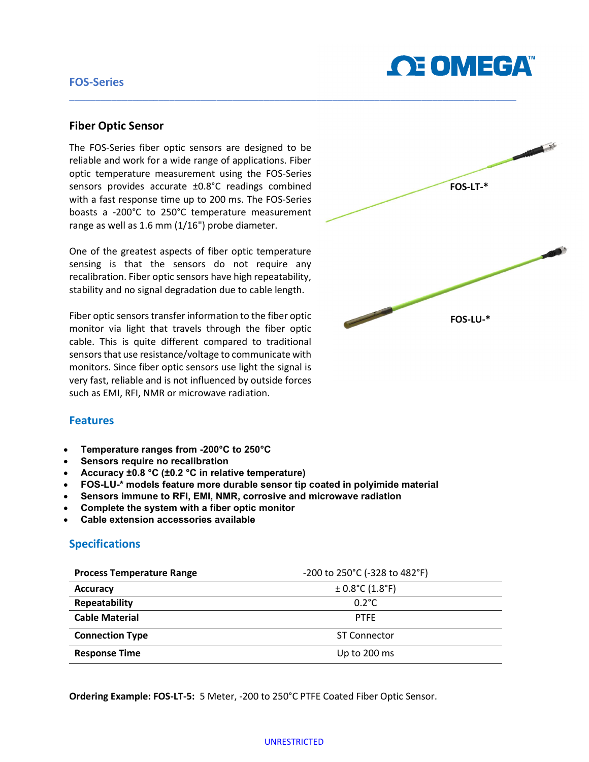## FOS-Series

### Fiber Optic Sensor

The FOS-Series fiber optic sensors are designed to be reliable and work for a wide range of applications. Fiber optic temperature measurement using the FOS-Series sensors provides accurate ±0.8°C readings combined with a fast response time up to 200 ms. The FOS-Series boasts a -200°C to 250°C temperature measurement range as well as 1.6 mm (1/16") probe diameter.

One of the greatest aspects of fiber optic temperature sensing is that the sensors do not require any recalibration. Fiber optic sensors have high repeatability, stability and no signal degradation due to cable length.

Fiber optic sensors transfer information to the fiber optic monitor via light that travels through the fiber optic cable. This is quite different compared to traditional sensors that use resistance/voltage to communicate with monitors. Since fiber optic sensors use light the signal is very fast, reliable and is not influenced by outside forces such as EMI, RFI, NMR or microwave radiation.

FOS-LT-*

FOS-LU-*

### Features

- **Temperature ranges from -200°C to 250°C**
- **Sensors require no recalibration**
- **Accuracy ±0.8 °C (±0.2 °C in relative temperature)**
- **FOS-LU-* models feature more durable sensor tip coated in polyimide material**
- **Sensors immune to RFI, EMI, NMR, corrosive and microwave radiation**
- **Complete the system with a fiber optic monitor**
- **Cable extension accessories available**

### Specifications

| | |
|---|---|
| **Process Temperature Range** | -200 to 250°C (-328 to 482°F) |
| **Accuracy** | ± 0.8°C (1.8°F) |
| **Repeatability** | 0.2°C |
| **Cable Material** | PTFE |
| **Connection Type** | ST Connector |
| **Response Time** | Up to 200 ms |

**Ordering Example: FOS-LT-5:** 5 Meter, -200 to 250°C PTFE Coated Fiber Optic Sensor.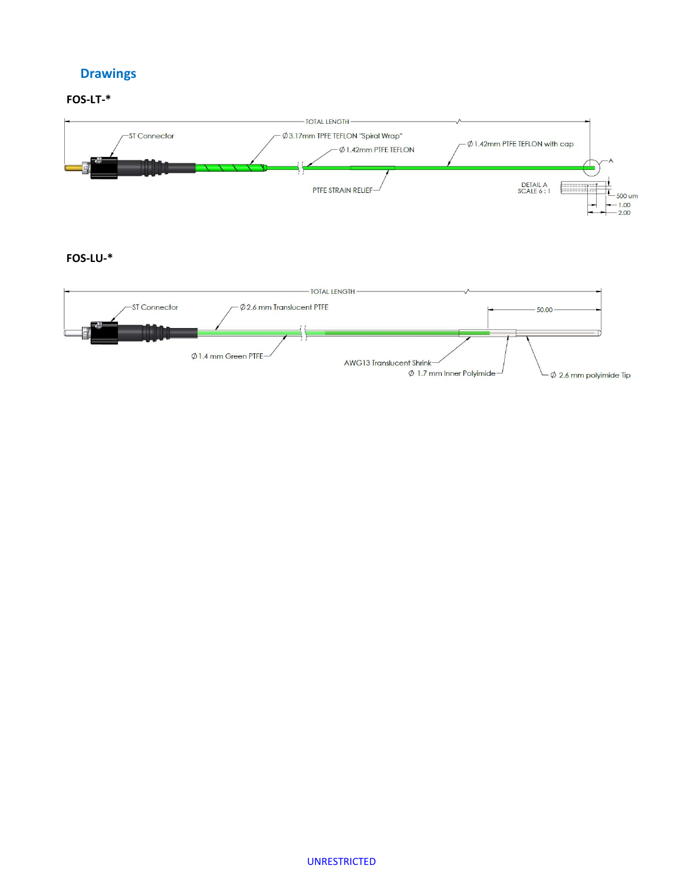## Drawings

**FOS-LT-***

TOTAL LENGTH

ST Connector

Ø3.17mm TPFE TEFLON "Spiral Wrap"

Ø1.42mm PTFE TEFLON

Ø1.42mm PTFE TEFLON with cap

A

PTFE STRAIN RELIEF

DETAIL A
SCALE 6 : 1

500 um

1.00

2.00

**FOS-LU-***

TOTAL LENGTH

ST Connector

Ø2.6 mm Translucent PTFE

50.00

Ø1.4 mm Green PTFE

AWG13 Translucent Shrink

Ø 1.7 mm Inner Polyimide

Ø 2.6 mm polyimide Tip

UNRESTRICTED